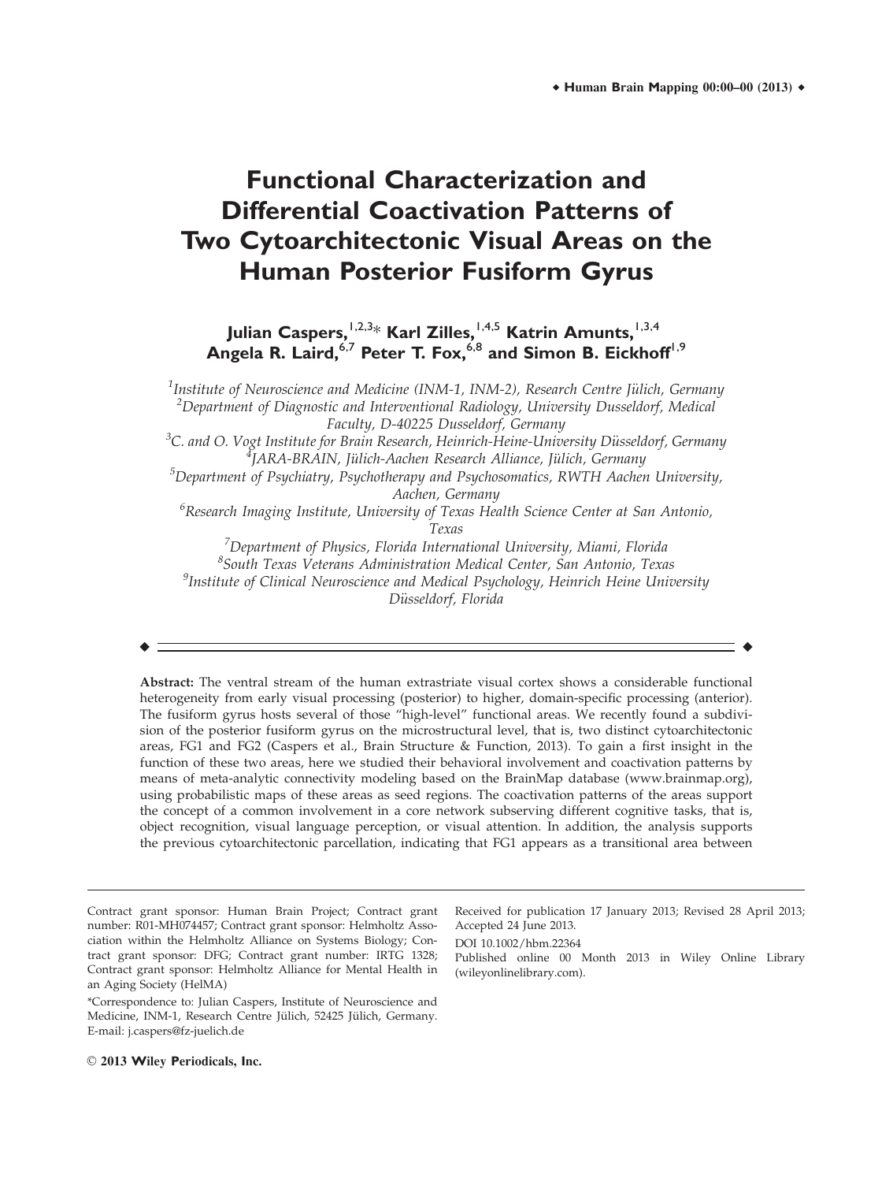# Functional Characterization and Differential Coactivation Patterns of Two Cytoarchitectonic Visual Areas on the Human Posterior Fusiform Gyrus

**Julian Caspers,[1,2,3]* Karl Zilles,[1,4,5] Katrin Amunts,[1,3,4] Angela R. Laird,[6,7] Peter T. Fox,[6,8] and Simon B. Eickhoff[1,9]**

[1]*Institute of Neuroscience and Medicine (INM-1, INM-2), Research Centre Jülich, Germany*
[2]*Department of Diagnostic and Interventional Radiology, University Dusseldorf, Medical Faculty, D-40225 Dusseldorf, Germany*
[3]*C. and O. Vogt Institute for Brain Research, Heinrich-Heine-University Düsseldorf, Germany*
[4]*JARA-BRAIN, Jülich-Aachen Research Alliance, Jülich, Germany*
[5]*Department of Psychiatry, Psychotherapy and Psychosomatics, RWTH Aachen University, Aachen, Germany*
[6]*Research Imaging Institute, University of Texas Health Science Center at San Antonio, Texas*
[7]*Department of Physics, Florida International University, Miami, Florida*
[8]*South Texas Veterans Administration Medical Center, San Antonio, Texas*
[9]*Institute of Clinical Neuroscience and Medical Psychology, Heinrich Heine University Düsseldorf, Florida*

**Abstract:** The ventral stream of the human extrastriate visual cortex shows a considerable functional heterogeneity from early visual processing (posterior) to higher, domain-specific processing (anterior). The fusiform gyrus hosts several of those "high-level" functional areas. We recently found a subdivision of the posterior fusiform gyrus on the microstructural level, that is, two distinct cytoarchitectonic areas, FG1 and FG2 (Caspers et al., Brain Structure & Function, 2013). To gain a first insight in the function of these two areas, here we studied their behavioral involvement and coactivation patterns by means of meta-analytic connectivity modeling based on the BrainMap database (www.brainmap.org), using probabilistic maps of these areas as seed regions. The coactivation patterns of the areas support the concept of a common involvement in a core network subserving different cognitive tasks, that is, object recognition, visual language perception, or visual attention. In addition, the analysis supports the previous cytoarchitectonic parcellation, indicating that FG1 appears as a transitional area between

Contract grant sponsor: Human Brain Project; Contract grant number: R01-MH074457; Contract grant sponsor: Helmholtz Association within the Helmholtz Alliance on Systems Biology; Contract grant sponsor: DFG; Contract grant number: IRTG 1328; Contract grant sponsor: Helmholtz Alliance for Mental Health in an Aging Society (HelMA)

*Correspondence to: Julian Caspers, Institute of Neuroscience and Medicine, INM-1, Research Centre Jülich, 52425 Jülich, Germany. E-mail: j.caspers@fz-juelich.de

Received for publication 17 January 2013; Revised 28 April 2013; Accepted 24 June 2013.

DOI 10.1002/hbm.22364

Published online 00 Month 2013 in Wiley Online Library (wileyonlinelibrary.com).

© 2013 Wiley Periodicals, Inc.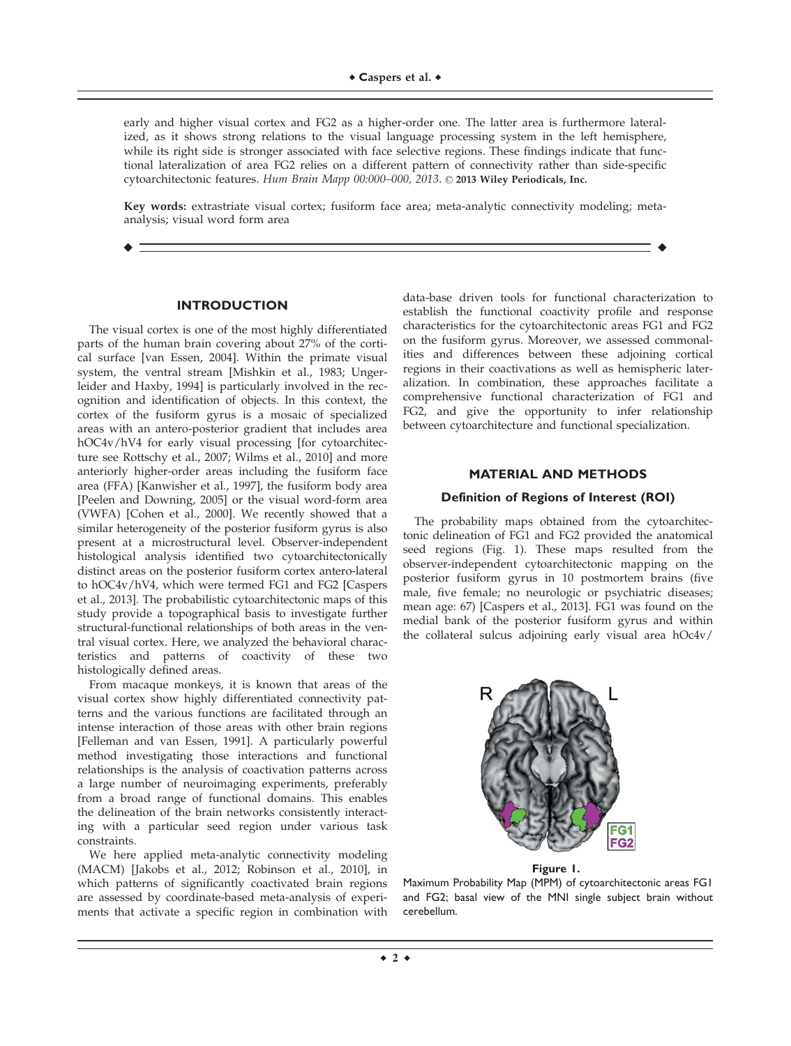early and higher visual cortex and FG2 as a higher-order one. The latter area is furthermore lateralized, as it shows strong relations to the visual language processing system in the left hemisphere, while its right side is stronger associated with face selective regions. These findings indicate that functional lateralization of area FG2 relies on a different pattern of connectivity rather than side-specific cytoarchitectonic features. *Hum Brain Mapp 00:000–000, 2013.* © **2013 Wiley Periodicals, Inc.**

**Key words:** extrastriate visual cortex; fusiform face area; meta-analytic connectivity modeling; meta-analysis; visual word form area

## INTRODUCTION

The visual cortex is one of the most highly differentiated parts of the human brain covering about 27% of the cortical surface [van Essen, 2004]. Within the primate visual system, the ventral stream [Mishkin et al., 1983; Ungerleider and Haxby, 1994] is particularly involved in the recognition and identification of objects. In this context, the cortex of the fusiform gyrus is a mosaic of specialized areas with an antero-posterior gradient that includes area hOC4v/hV4 for early visual processing [for cytoarchitecture see Rottschy et al., 2007; Wilms et al., 2010] and more anteriorly higher-order areas including the fusiform face area (FFA) [Kanwisher et al., 1997], the fusiform body area [Peelen and Downing, 2005] or the visual word-form area (VWFA) [Cohen et al., 2000]. We recently showed that a similar heterogeneity of the posterior fusiform gyrus is also present at a microstructural level. Observer-independent histological analysis identified two cytoarchitectonically distinct areas on the posterior fusiform cortex antero-lateral to hOC4v/hV4, which were termed FG1 and FG2 [Caspers et al., 2013]. The probabilistic cytoarchitectonic maps of this study provide a topographical basis to investigate further structural-functional relationships of both areas in the ventral visual cortex. Here, we analyzed the behavioral characteristics and patterns of coactivity of these two histologically defined areas.

From macaque monkeys, it is known that areas of the visual cortex show highly differentiated connectivity patterns and the various functions are facilitated through an intense interaction of those areas with other brain regions [Felleman and van Essen, 1991]. A particularly powerful method investigating those interactions and functional relationships is the analysis of coactivation patterns across a large number of neuroimaging experiments, preferably from a broad range of functional domains. This enables the delineation of the brain networks consistently interacting with a particular seed region under various task constraints.

We here applied meta-analytic connectivity modeling (MACM) [Jakobs et al., 2012; Robinson et al., 2010], in which patterns of significantly coactivated brain regions are assessed by coordinate-based meta-analysis of experiments that activate a specific region in combination with data-base driven tools for functional characterization to establish the functional coactivity profile and response characteristics for the cytoarchitectonic areas FG1 and FG2 on the fusiform gyrus. Moreover, we assessed commonalities and differences between these adjoining cortical regions in their coactivations as well as hemispheric lateralization. In combination, these approaches facilitate a comprehensive functional characterization of FG1 and FG2, and give the opportunity to infer relationship between cytoarchitecture and functional specialization.

## MATERIAL AND METHODS

### Definition of Regions of Interest (ROI)

The probability maps obtained from the cytoarchitectonic delineation of FG1 and FG2 provided the anatomical seed regions (Fig. 1). These maps resulted from the observer-independent cytoarchitectonic mapping on the posterior fusiform gyrus in 10 postmortem brains (five male, five female; no neurologic or psychiatric diseases; mean age: 67) [Caspers et al., 2013]. FG1 was found on the medial bank of the posterior fusiform gyrus and within the collateral sulcus adjoining early visual area hOc4v/

R
L
FG1
FG2

**Figure 1.**
Maximum Probability Map (MPM) of cytoarchitectonic areas FG1 and FG2; basal view of the MNI single subject brain without cerebellum.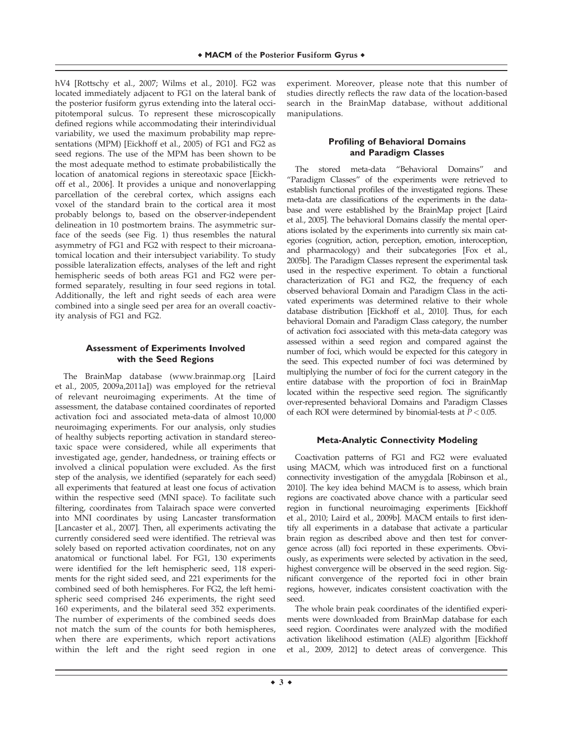hV4 [Rottschy et al., 2007; Wilms et al., 2010]. FG2 was located immediately adjacent to FG1 on the lateral bank of the posterior fusiform gyrus extending into the lateral occipitotemporal sulcus. To represent these microscopically defined regions while accommodating their interindividual variability, we used the maximum probability map representations (MPM) [Eickhoff et al., 2005] of FG1 and FG2 as seed regions. The use of the MPM has been shown to be the most adequate method to estimate probabilistically the location of anatomical regions in stereotaxic space [Eickhoff et al., 2006]. It provides a unique and nonoverlapping parcellation of the cerebral cortex, which assigns each voxel of the standard brain to the cortical area it most probably belongs to, based on the observer-independent delineation in 10 postmortem brains. The asymmetric surface of the seeds (see Fig. 1) thus resembles the natural asymmetry of FG1 and FG2 with respect to their microanatomical location and their intersubject variability. To study possible lateralization effects, analyses of the left and right hemispheric seeds of both areas FG1 and FG2 were performed separately, resulting in four seed regions in total. Additionally, the left and right seeds of each area were combined into a single seed per area for an overall coactivity analysis of FG1 and FG2.

### Assessment of Experiments Involved with the Seed Regions

The BrainMap database (www.brainmap.org [Laird et al., 2005, 2009a,2011a]) was employed for the retrieval of relevant neuroimaging experiments. At the time of assessment, the database contained coordinates of reported activation foci and associated meta-data of almost 10,000 neuroimaging experiments. For our analysis, only studies of healthy subjects reporting activation in standard stereotaxic space were considered, while all experiments that investigated age, gender, handedness, or training effects or involved a clinical population were excluded. As the first step of the analysis, we identified (separately for each seed) all experiments that featured at least one focus of activation within the respective seed (MNI space). To facilitate such filtering, coordinates from Talairach space were converted into MNI coordinates by using Lancaster transformation [Lancaster et al., 2007]. Then, all experiments activating the currently considered seed were identified. The retrieval was solely based on reported activation coordinates, not on any anatomical or functional label. For FG1, 130 experiments were identified for the left hemispheric seed, 118 experiments for the right sided seed, and 221 experiments for the combined seed of both hemispheres. For FG2, the left hemispheric seed comprised 246 experiments, the right seed 160 experiments, and the bilateral seed 352 experiments. The number of experiments of the combined seeds does not match the sum of the counts for both hemispheres, when there are experiments, which report activations within the left and the right seed region in one experiment. Moreover, please note that this number of studies directly reflects the raw data of the location-based search in the BrainMap database, without additional manipulations.

### Profiling of Behavioral Domains and Paradigm Classes

The stored meta-data "Behavioral Domains" and "Paradigm Classes" of the experiments were retrieved to establish functional profiles of the investigated regions. These meta-data are classifications of the experiments in the database and were established by the BrainMap project [Laird et al., 2005]. The behavioral Domains classify the mental operations isolated by the experiments into currently six main categories (cognition, action, perception, emotion, interoception, and pharmacology) and their subcategories [Fox et al., 2005b]. The Paradigm Classes represent the experimental task used in the respective experiment. To obtain a functional characterization of FG1 and FG2, the frequency of each observed behavioral Domain and Paradigm Class in the activated experiments was determined relative to their whole database distribution [Eickhoff et al., 2010]. Thus, for each behavioral Domain and Paradigm Class category, the number of activation foci associated with this meta-data category was assessed within a seed region and compared against the number of foci, which would be expected for this category in the seed. This expected number of foci was determined by multiplying the number of foci for the current category in the entire database with the proportion of foci in BrainMap located within the respective seed region. The significantly over-represented behavioral Domains and Paradigm Classes of each ROI were determined by binomial-tests at $P < 0.05$.

### Meta-Analytic Connectivity Modeling

Coactivation patterns of FG1 and FG2 were evaluated using MACM, which was introduced first on a functional connectivity investigation of the amygdala [Robinson et al., 2010]. The key idea behind MACM is to assess, which brain regions are coactivated above chance with a particular seed region in functional neuroimaging experiments [Eickhoff et al., 2010; Laird et al., 2009b]. MACM entails to first identify all experiments in a database that activate a particular brain region as described above and then test for convergence across (all) foci reported in these experiments. Obviously, as experiments were selected by activation in the seed, highest convergence will be observed in the seed region. Significant convergence of the reported foci in other brain regions, however, indicates consistent coactivation with the seed.

The whole brain peak coordinates of the identified experiments were downloaded from BrainMap database for each seed region. Coordinates were analyzed with the modified activation likelihood estimation (ALE) algorithm [Eickhoff et al., 2009, 2012] to detect areas of convergence. This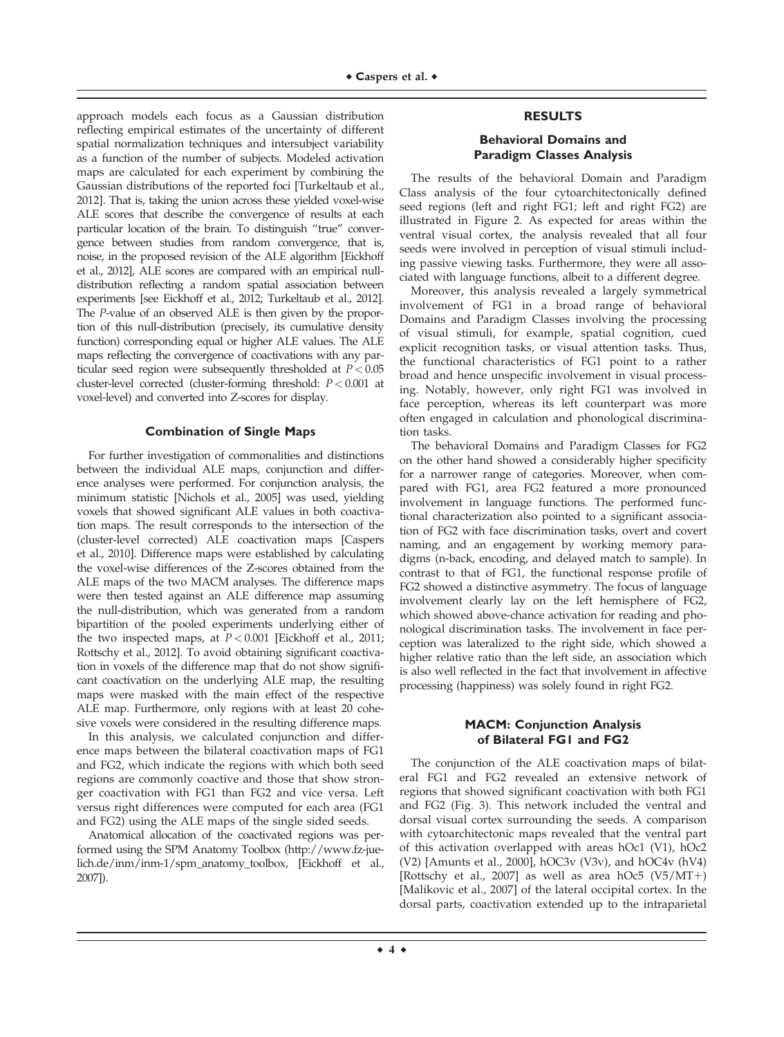approach models each focus as a Gaussian distribution reflecting empirical estimates of the uncertainty of different spatial normalization techniques and intersubject variability as a function of the number of subjects. Modeled activation maps are calculated for each experiment by combining the Gaussian distributions of the reported foci [Turkeltaub et al., 2012]. That is, taking the union across these yielded voxel-wise ALE scores that describe the convergence of results at each particular location of the brain. To distinguish "true" convergence between studies from random convergence, that is, noise, in the proposed revision of the ALE algorithm [Eickhoff et al., 2012], ALE scores are compared with an empirical null-distribution reflecting a random spatial association between experiments [see Eickhoff et al., 2012; Turkeltaub et al., 2012]. The *P*-value of an observed ALE is then given by the proportion of this null-distribution (precisely, its cumulative density function) corresponding equal or higher ALE values. The ALE maps reflecting the convergence of coactivations with any particular seed region were subsequently thresholded at $P < 0.05$ cluster-level corrected (cluster-forming threshold: $P < 0.001$ at voxel-level) and converted into Z-scores for display.

### Combination of Single Maps

For further investigation of commonalities and distinctions between the individual ALE maps, conjunction and difference analyses were performed. For conjunction analysis, the minimum statistic [Nichols et al., 2005] was used, yielding voxels that showed significant ALE values in both coactivation maps. The result corresponds to the intersection of the (cluster-level corrected) ALE coactivation maps [Caspers et al., 2010]. Difference maps were established by calculating the voxel-wise differences of the Z-scores obtained from the ALE maps of the two MACM analyses. The difference maps were then tested against an ALE difference map assuming the null-distribution, which was generated from a random bipartition of the pooled experiments underlying either of the two inspected maps, at $P < 0.001$ [Eickhoff et al., 2011; Rottschy et al., 2012]. To avoid obtaining significant coactivation in voxels of the difference map that do not show significant coactivation on the underlying ALE map, the resulting maps were masked with the main effect of the respective ALE map. Furthermore, only regions with at least 20 cohesive voxels were considered in the resulting difference maps.

In this analysis, we calculated conjunction and difference maps between the bilateral coactivation maps of FG1 and FG2, which indicate the regions with which both seed regions are commonly coactive and those that show stronger coactivation with FG1 than FG2 and vice versa. Left versus right differences were computed for each area (FG1 and FG2) using the ALE maps of the single sided seeds.

Anatomical allocation of the coactivated regions was performed using the SPM Anatomy Toolbox (http://www.fz-juelich.de/inm/inm-1/spm_anatomy_toolbox, [Eickhoff et al., 2007]).

## RESULTS

### Behavioral Domains and Paradigm Classes Analysis

The results of the behavioral Domain and Paradigm Class analysis of the four cytoarchitectonically defined seed regions (left and right FG1; left and right FG2) are illustrated in Figure 2. As expected for areas within the ventral visual cortex, the analysis revealed that all four seeds were involved in perception of visual stimuli including passive viewing tasks. Furthermore, they were all associated with language functions, albeit to a different degree.

Moreover, this analysis revealed a largely symmetrical involvement of FG1 in a broad range of behavioral Domains and Paradigm Classes involving the processing of visual stimuli, for example, spatial cognition, cued explicit recognition tasks, or visual attention tasks. Thus, the functional characteristics of FG1 point to a rather broad and hence unspecific involvement in visual processing. Notably, however, only right FG1 was involved in face perception, whereas its left counterpart was more often engaged in calculation and phonological discrimination tasks.

The behavioral Domains and Paradigm Classes for FG2 on the other hand showed a considerably higher specificity for a narrower range of categories. Moreover, when compared with FG1, area FG2 featured a more pronounced involvement in language functions. The performed functional characterization also pointed to a significant association of FG2 with face discrimination tasks, overt and covert naming, and an engagement by working memory paradigms (n-back, encoding, and delayed match to sample). In contrast to that of FG1, the functional response profile of FG2 showed a distinctive asymmetry. The focus of language involvement clearly lay on the left hemisphere of FG2, which showed above-chance activation for reading and phonological discrimination tasks. The involvement in face perception was lateralized to the right side, which showed a higher relative ratio than the left side, an association which is also well reflected in the fact that involvement in affective processing (happiness) was solely found in right FG2.

### MACM: Conjunction Analysis of Bilateral FG1 and FG2

The conjunction of the ALE coactivation maps of bilateral FG1 and FG2 revealed an extensive network of regions that showed significant coactivation with both FG1 and FG2 (Fig. 3). This network included the ventral and dorsal visual cortex surrounding the seeds. A comparison with cytoarchitectonic maps revealed that the ventral part of this activation overlapped with areas hOc1 (V1), hOc2 (V2) [Amunts et al., 2000], hOC3v (V3v), and hOC4v (hV4) [Rottschy et al., 2007] as well as area hOc5 (V5/MT+) [Malikovic et al., 2007] of the lateral occipital cortex. In the dorsal parts, coactivation extended up to the intraparietal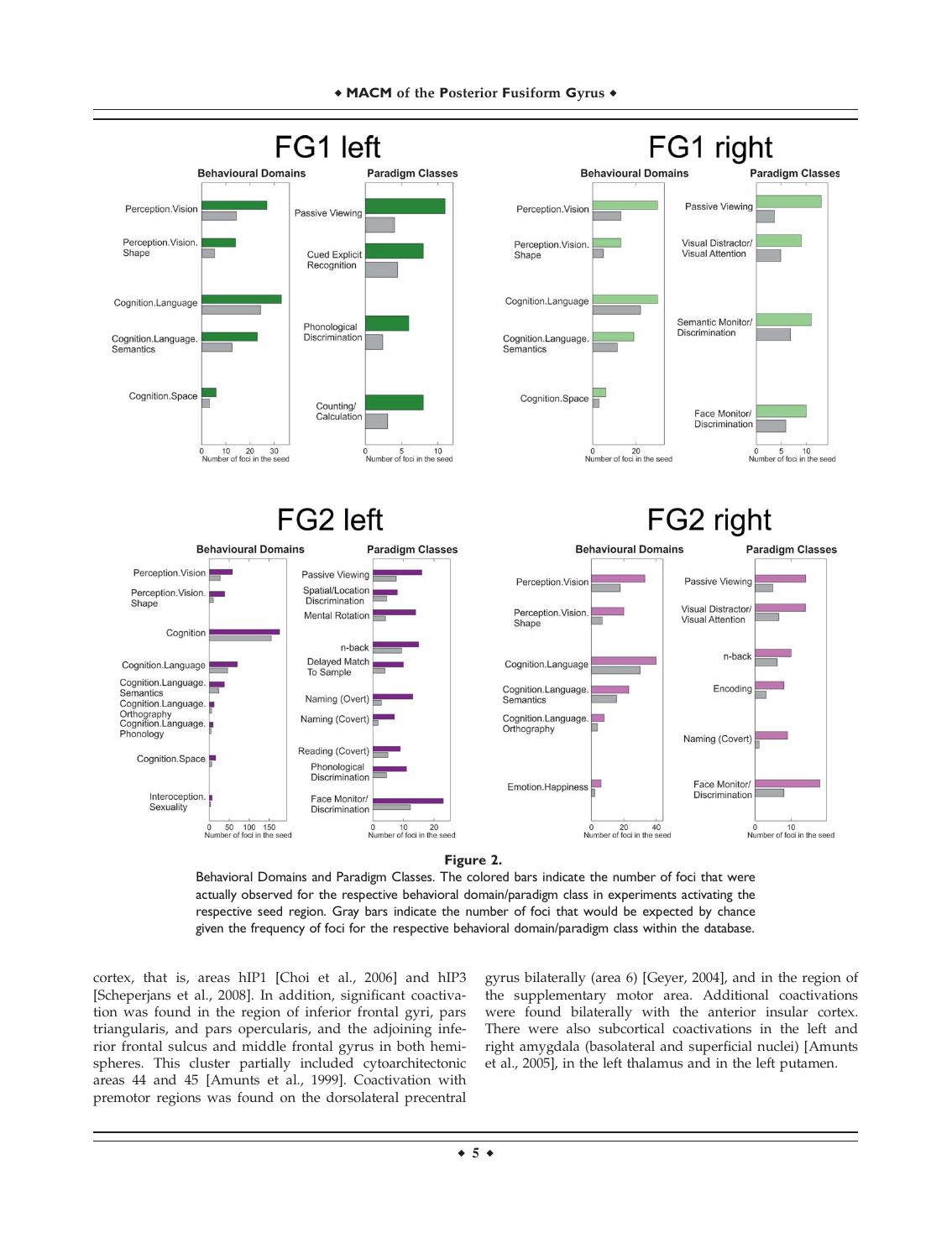FG1 left

Behavioural Domains

Perception.Vision

Perception.Vision.
Shape

Cognition.Language

Cognition.Language.
Semantics

Cognition.Space

0 10 20 30
Number of foci in the seed

Paradigm Classes

Passive Viewing

Cued Explicit
Recognition

Phonological
Discrimination

Counting/
Calculation

0 5 10
Number of foci in the seed

FG1 right

Behavioural Domains

Perception.Vision

Perception.Vision.
Shape

Cognition.Language

Cognition.Language.
Semantics

Cognition.Space

0 20
Number of foci in the seed

Paradigm Classes

Passive Viewing

Visual Distractor/
Visual Attention

Semantic Monitor/
Discrimination

Face Monitor/
Discrimination

0 5 10
Number of foci in the seed

FG2 left

Behavioural Domains

Perception.Vision

Perception.Vision.
Shape

Cognition

Cognition.Language

Cognition.Language.
Semantics

Cognition.Language.
Orthography

Cognition.Language.
Phonology

Cognition.Space

Interoception.
Sexuality

0 50 100 150
Number of foci in the seed

Paradigm Classes

Passive Viewing

Spatial/Location
Discrimination

Mental Rotation

n-back

Delayed Match
To Sample

Naming (Overt)

Naming (Covert)

Reading (Covert)

Phonological
Discrimination

Face Monitor/
Discrimination

0 10 20
Number of foci in the seed

FG2 right

Behavioural Domains

Perception.Vision

Perception.Vision.
Shape

Cognition.Language

Cognition.Language.
Semantics

Cognition.Language.
Orthography

Emotion.Happiness

0 20 40
Number of foci in the seed

Paradigm Classes

Passive Viewing

Visual Distractor/
Visual Attention

n-back

Encoding

Naming (Covert)

Face Monitor/
Discrimination

0 10
Number of foci in the seed

**Figure 2.**

Behavioral Domains and Paradigm Classes. The colored bars indicate the number of foci that were actually observed for the respective behavioral domain/paradigm class in experiments activating the respective seed region. Gray bars indicate the number of foci that would be expected by chance given the frequency of foci for the respective behavioral domain/paradigm class within the database.

cortex, that is, areas hIP1 [Choi et al., 2006] and hIP3 [Scheperjans et al., 2008]. In addition, significant coactivation was found in the region of inferior frontal gyri, pars triangularis, and pars opercularis, and the adjoining inferior frontal sulcus and middle frontal gyrus in both hemispheres. This cluster partially included cytoarchitectonic areas 44 and 45 [Amunts et al., 1999]. Coactivation with premotor regions was found on the dorsolateral precentral gyrus bilaterally (area 6) [Geyer, 2004], and in the region of the supplementary motor area. Additional coactivations were found bilaterally with the anterior insular cortex. There were also subcortical coactivations in the left and right amygdala (basolateral and superficial nuclei) [Amunts et al., 2005], in the left thalamus and in the left putamen.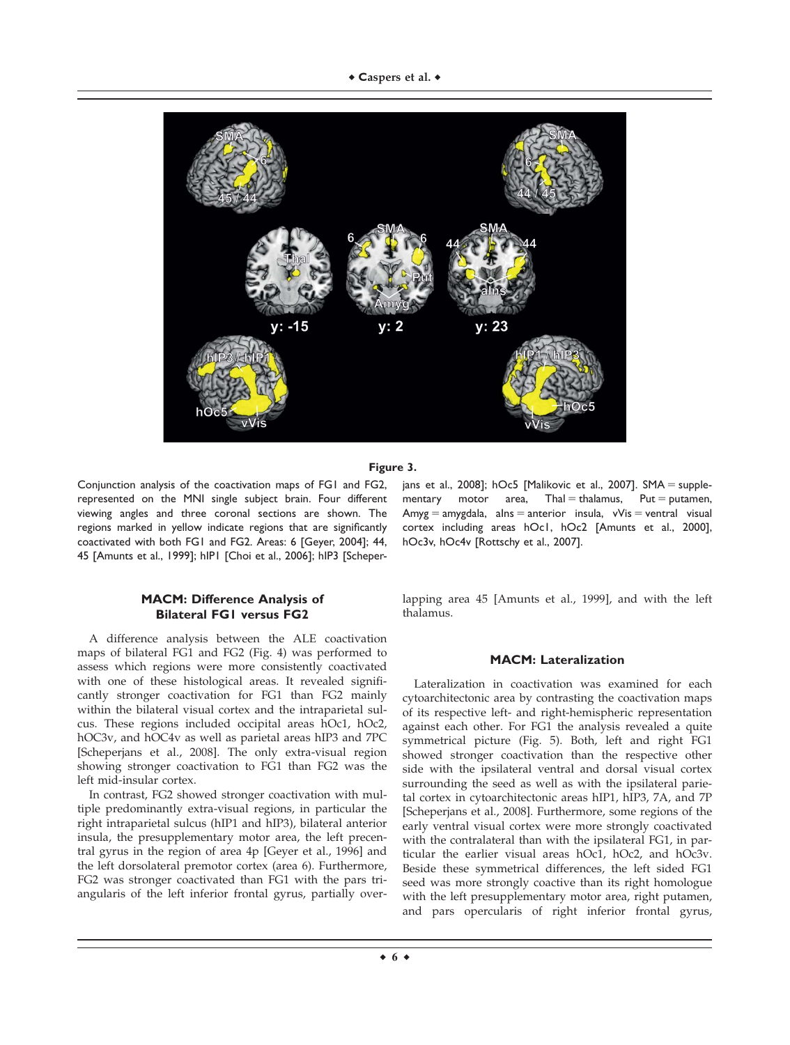**Figure 3.**

Conjunction analysis of the coactivation maps of FG1 and FG2, represented on the MNI single subject brain. Four different viewing angles and three coronal sections are shown. The regions marked in yellow indicate regions that are significantly coactivated with both FG1 and FG2. Areas: 6 [Geyer, 2004]; 44, 45 [Amunts et al., 1999]; hIP1 [Choi et al., 2006]; hIP3 [Scheperjans et al., 2008]; hOc5 [Malikovic et al., 2007]. SMA = supplementary motor area, Thal = thalamus, Put = putamen, Amyg = amygdala, aIns = anterior insula, vVis = ventral visual cortex including areas hOc1, hOc2 [Amunts et al., 2000], hOc3v, hOc4v [Rottschy et al., 2007].

### MACM: Difference Analysis of Bilateral FG1 versus FG2

A difference analysis between the ALE coactivation maps of bilateral FG1 and FG2 (Fig. 4) was performed to assess which regions were more consistently coactivated with one of these histological areas. It revealed significantly stronger coactivation for FG1 than FG2 mainly within the bilateral visual cortex and the intraparietal sulcus. These regions included occipital areas hOc1, hOc2, hOC3v, and hOC4v as well as parietal areas hIP3 and 7PC [Scheperjans et al., 2008]. The only extra-visual region showing stronger coactivation to FG1 than FG2 was the left mid-insular cortex.

In contrast, FG2 showed stronger coactivation with multiple predominantly extra-visual regions, in particular the right intraparietal sulcus (hIP1 and hIP3), bilateral anterior insula, the presupplementary motor area, the left precentral gyrus in the region of area 4p [Geyer et al., 1996] and the left dorsolateral premotor cortex (area 6). Furthermore, FG2 was stronger coactivated than FG1 with the pars triangularis of the left inferior frontal gyrus, partially overlapping area 45 [Amunts et al., 1999], and with the left thalamus.

### MACM: Lateralization

Lateralization in coactivation was examined for each cytoarchitectonic area by contrasting the coactivation maps of its respective left- and right-hemispheric representation against each other. For FG1 the analysis revealed a quite symmetrical picture (Fig. 5). Both, left and right FG1 showed stronger coactivation than the respective other side with the ipsilateral ventral and dorsal visual cortex surrounding the seed as well as with the ipsilateral parietal cortex in cytoarchitectonic areas hIP1, hIP3, 7A, and 7P [Scheperjans et al., 2008]. Furthermore, some regions of the early ventral visual cortex were more strongly coactivated with the contralateral than with the ipsilateral FG1, in particular the earlier visual areas hOc1, hOc2, and hOc3v. Beside these symmetrical differences, the left sided FG1 seed was more strongly coactive than its right homologue with the left presupplementary motor area, right putamen, and pars opercularis of right inferior frontal gyrus,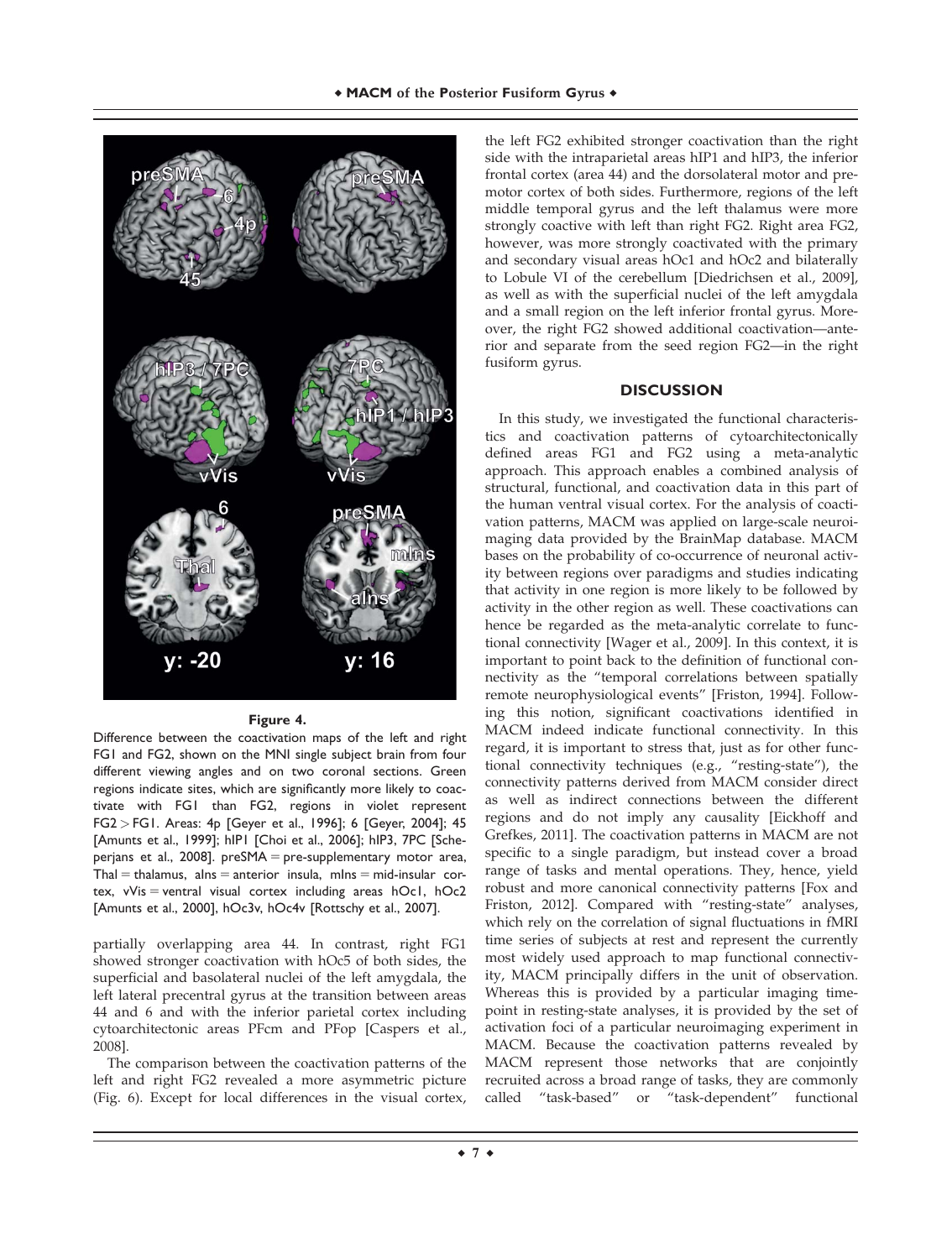preSMA

6

4p

45

preSMA

hIP3 / 7PC

7PC

hIP1 / hIP3

vVis

vVis

6

Thal

preSMA

mIns

aIns

y: -20

y: 16

**Figure 4.**

Difference between the coactivation maps of the left and right FG1 and FG2, shown on the MNI single subject brain from four different viewing angles and on two coronal sections. Green regions indicate sites, which are significantly more likely to coactivate with FG1 than FG2, regions in violet represent FG2 > FG1. Areas: 4p [Geyer et al., 1996]; 6 [Geyer, 2004]; 45 [Amunts et al., 1999]; hIP1 [Choi et al., 2006]; hIP3, 7PC [Scheperjans et al., 2008]. preSMA = pre-supplementary motor area, Thal = thalamus, aIns = anterior insula, mIns = mid-insular cortex, vVis = ventral visual cortex including areas hOc1, hOc2 [Amunts et al., 2000], hOc3v, hOc4v [Rottschy et al., 2007].

partially overlapping area 44. In contrast, right FG1 showed stronger coactivation with hOc5 of both sides, the superficial and basolateral nuclei of the left amygdala, the left lateral precentral gyrus at the transition between areas 44 and 6 and with the inferior parietal cortex including cytoarchitectonic areas PFcm and PFop [Caspers et al., 2008].

The comparison between the coactivation patterns of the left and right FG2 revealed a more asymmetric picture (Fig. 6). Except for local differences in the visual cortex, the left FG2 exhibited stronger coactivation than the right side with the intraparietal areas hIP1 and hIP3, the inferior frontal cortex (area 44) and the dorsolateral motor and premotor cortex of both sides. Furthermore, regions of the left middle temporal gyrus and the left thalamus were more strongly coactive with left than right FG2. Right area FG2, however, was more strongly coactivated with the primary and secondary visual areas hOc1 and hOc2 and bilaterally to Lobule VI of the cerebellum [Diedrichsen et al., 2009], as well as with the superficial nuclei of the left amygdala and a small region on the left inferior frontal gyrus. Moreover, the right FG2 showed additional coactivation—anterior and separate from the seed region FG2—in the right fusiform gyrus.

## DISCUSSION

In this study, we investigated the functional characteristics and coactivation patterns of cytoarchitectonically defined areas FG1 and FG2 using a meta-analytic approach. This approach enables a combined analysis of structural, functional, and coactivation data in this part of the human ventral visual cortex. For the analysis of coactivation patterns, MACM was applied on large-scale neuroimaging data provided by the BrainMap database. MACM bases on the probability of co-occurrence of neuronal activity between regions over paradigms and studies indicating that activity in one region is more likely to be followed by activity in the other region as well. These coactivations can hence be regarded as the meta-analytic correlate to functional connectivity [Wager et al., 2009]. In this context, it is important to point back to the definition of functional connectivity as the "temporal correlations between spatially remote neurophysiological events" [Friston, 1994]. Following this notion, significant coactivations identified in MACM indeed indicate functional connectivity. In this regard, it is important to stress that, just as for other functional connectivity techniques (e.g., "resting-state"), the connectivity patterns derived from MACM consider direct as well as indirect connections between the different regions and do not imply any causality [Eickhoff and Grefkes, 2011]. The coactivation patterns in MACM are not specific to a single paradigm, but instead cover a broad range of tasks and mental operations. They, hence, yield robust and more canonical connectivity patterns [Fox and Friston, 2012]. Compared with "resting-state" analyses, which rely on the correlation of signal fluctuations in fMRI time series of subjects at rest and represent the currently most widely used approach to map functional connectivity, MACM principally differs in the unit of observation. Whereas this is provided by a particular imaging timepoint in resting-state analyses, it is provided by the set of activation foci of a particular neuroimaging experiment in MACM. Because the coactivation patterns revealed by MACM represent those networks that are conjointly recruited across a broad range of tasks, they are commonly called "task-based" or "task-dependent" functional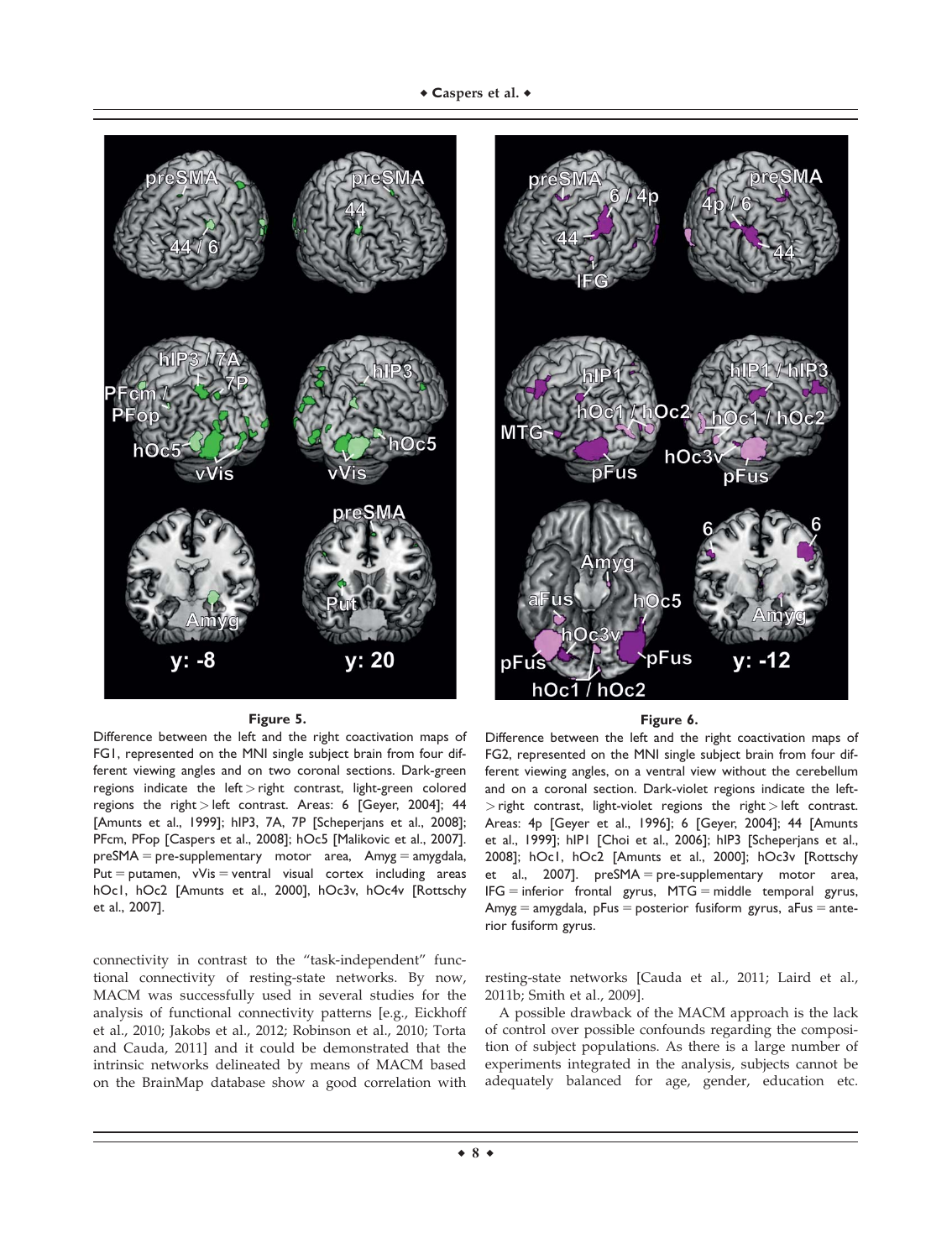**Figure 5.**

Difference between the left and the right coactivation maps of FG1, represented on the MNI single subject brain from four different viewing angles and on two coronal sections. Dark-green regions indicate the left > right contrast, light-green colored regions the right > left contrast. Areas: 6 [Geyer, 2004]; 44 [Amunts et al., 1999]; hIP3, 7A, 7P [Scheperjans et al., 2008]; PFcm, PFop [Caspers et al., 2008]; hOc5 [Malikovic et al., 2007]. preSMA = pre-supplementary motor area, Amyg = amygdala, Put = putamen, vVis = ventral visual cortex including areas hOc1, hOc2 [Amunts et al., 2000], hOc3v, hOc4v [Rottschy et al., 2007].

**Figure 6.**

Difference between the left and the right coactivation maps of FG2, represented on the MNI single subject brain from four different viewing angles, on a ventral view without the cerebellum and on a coronal section. Dark-violet regions indicate the left > right contrast, light-violet regions the right > left contrast. Areas: 4p [Geyer et al., 1996]; 6 [Geyer, 2004]; 44 [Amunts et al., 1999]; hIP1 [Choi et al., 2006]; hIP3 [Scheperjans et al., 2008]; hOc1, hOc2 [Amunts et al., 2000]; hOc3v [Rottschy et al., 2007]. preSMA = pre-supplementary motor area, IFG = inferior frontal gyrus, MTG = middle temporal gyrus, Amyg = amygdala, pFus = posterior fusiform gyrus, aFus = anterior fusiform gyrus.

connectivity in contrast to the "task-independent" functional connectivity of resting-state networks. By now, MACM was successfully used in several studies for the analysis of functional connectivity patterns [e.g., Eickhoff et al., 2010; Jakobs et al., 2012; Robinson et al., 2010; Torta and Cauda, 2011] and it could be demonstrated that the intrinsic networks delineated by means of MACM based on the BrainMap database show a good correlation with resting-state networks [Cauda et al., 2011; Laird et al., 2011b; Smith et al., 2009].

A possible drawback of the MACM approach is the lack of control over possible confounds regarding the composition of subject populations. As there is a large number of experiments integrated in the analysis, subjects cannot be adequately balanced for age, gender, education etc.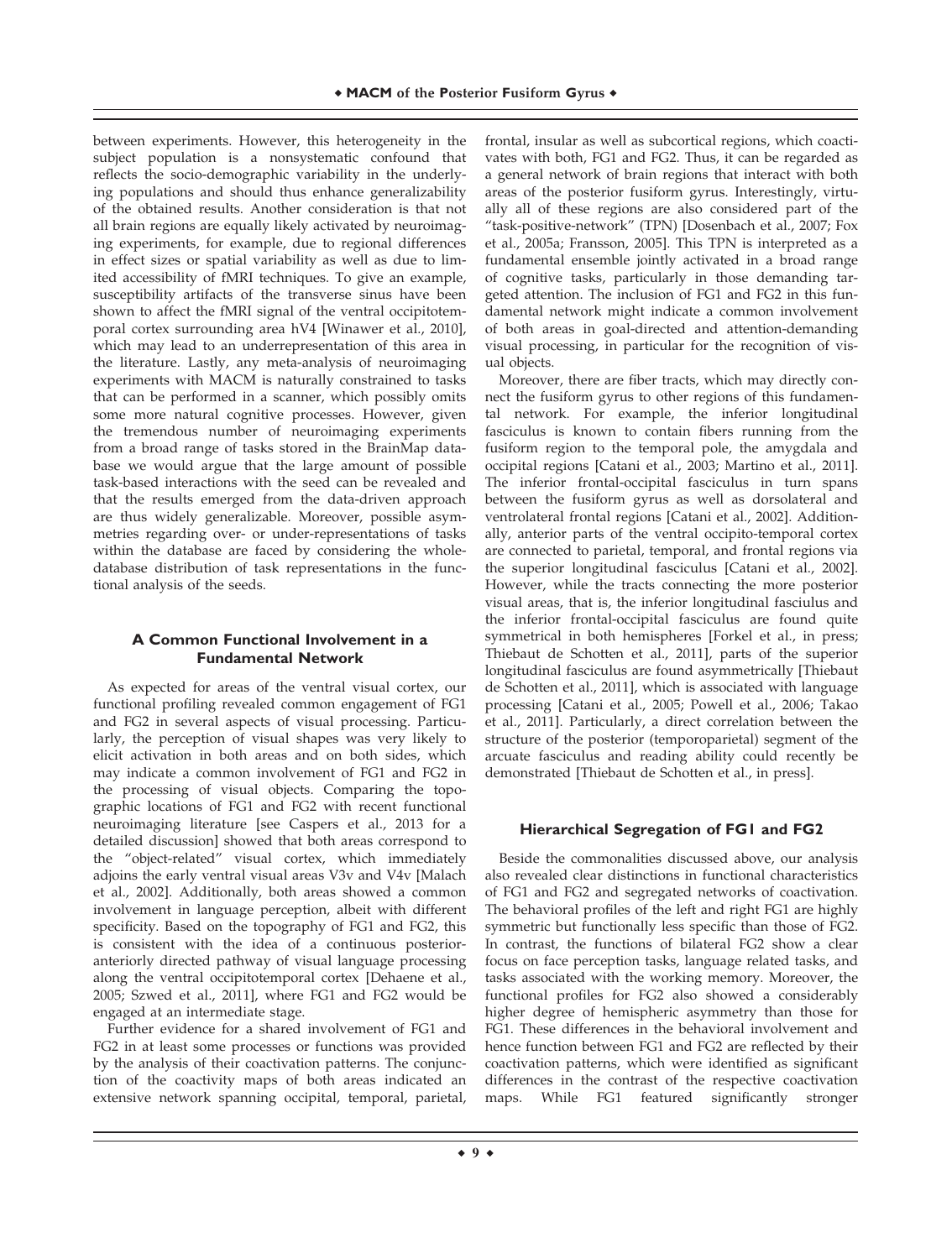between experiments. However, this heterogeneity in the subject population is a nonsystematic confound that reflects the socio-demographic variability in the underlying populations and should thus enhance generalizability of the obtained results. Another consideration is that not all brain regions are equally likely activated by neuroimaging experiments, for example, due to regional differences in effect sizes or spatial variability as well as due to limited accessibility of fMRI techniques. To give an example, susceptibility artifacts of the transverse sinus have been shown to affect the fMRI signal of the ventral occipitotemporal cortex surrounding area hV4 [Winawer et al., 2010], which may lead to an underrepresentation of this area in the literature. Lastly, any meta-analysis of neuroimaging experiments with MACM is naturally constrained to tasks that can be performed in a scanner, which possibly omits some more natural cognitive processes. However, given the tremendous number of neuroimaging experiments from a broad range of tasks stored in the BrainMap database we would argue that the large amount of possible task-based interactions with the seed can be revealed and that the results emerged from the data-driven approach are thus widely generalizable. Moreover, possible asymmetries regarding over- or under-representations of tasks within the database are faced by considering the whole-database distribution of task representations in the functional analysis of the seeds.

### A Common Functional Involvement in a Fundamental Network

As expected for areas of the ventral visual cortex, our functional profiling revealed common engagement of FG1 and FG2 in several aspects of visual processing. Particularly, the perception of visual shapes was very likely to elicit activation in both areas and on both sides, which may indicate a common involvement of FG1 and FG2 in the processing of visual objects. Comparing the topographic locations of FG1 and FG2 with recent functional neuroimaging literature [see Caspers et al., 2013 for a detailed discussion] showed that both areas correspond to the "object-related" visual cortex, which immediately adjoins the early ventral visual areas V3v and V4v [Malach et al., 2002]. Additionally, both areas showed a common involvement in language perception, albeit with different specificity. Based on the topography of FG1 and FG2, this is consistent with the idea of a continuous posterior-anteriorly directed pathway of visual language processing along the ventral occipitotemporal cortex [Dehaene et al., 2005; Szwed et al., 2011], where FG1 and FG2 would be engaged at an intermediate stage.

Further evidence for a shared involvement of FG1 and FG2 in at least some processes or functions was provided by the analysis of their coactivation patterns. The conjunction of the coactivity maps of both areas indicated an extensive network spanning occipital, temporal, parietal, frontal, insular as well as subcortical regions, which coactivates with both, FG1 and FG2. Thus, it can be regarded as a general network of brain regions that interact with both areas of the posterior fusiform gyrus. Interestingly, virtually all of these regions are also considered part of the "task-positive-network" (TPN) [Dosenbach et al., 2007; Fox et al., 2005a; Fransson, 2005]. This TPN is interpreted as a fundamental ensemble jointly activated in a broad range of cognitive tasks, particularly in those demanding targeted attention. The inclusion of FG1 and FG2 in this fundamental network might indicate a common involvement of both areas in goal-directed and attention-demanding visual processing, in particular for the recognition of visual objects.

Moreover, there are fiber tracts, which may directly connect the fusiform gyrus to other regions of this fundamental network. For example, the inferior longitudinal fasciculus is known to contain fibers running from the fusiform region to the temporal pole, the amygdala and occipital regions [Catani et al., 2003; Martino et al., 2011]. The inferior frontal-occipital fasciculus in turn spans between the fusiform gyrus as well as dorsolateral and ventrolateral frontal regions [Catani et al., 2002]. Additionally, anterior parts of the ventral occipito-temporal cortex are connected to parietal, temporal, and frontal regions via the superior longitudinal fasciculus [Catani et al., 2002]. However, while the tracts connecting the more posterior visual areas, that is, the inferior longitudinal fasciulus and the inferior frontal-occipital fasciculus are found quite symmetrical in both hemispheres [Forkel et al., in press; Thiebaut de Schotten et al., 2011], parts of the superior longitudinal fasciculus are found asymmetrically [Thiebaut de Schotten et al., 2011], which is associated with language processing [Catani et al., 2005; Powell et al., 2006; Takao et al., 2011]. Particularly, a direct correlation between the structure of the posterior (temporoparietal) segment of the arcuate fasciculus and reading ability could recently be demonstrated [Thiebaut de Schotten et al., in press].

### Hierarchical Segregation of FG1 and FG2

Beside the commonalities discussed above, our analysis also revealed clear distinctions in functional characteristics of FG1 and FG2 and segregated networks of coactivation. The behavioral profiles of the left and right FG1 are highly symmetric but functionally less specific than those of FG2. In contrast, the functions of bilateral FG2 show a clear focus on face perception tasks, language related tasks, and tasks associated with the working memory. Moreover, the functional profiles for FG2 also showed a considerably higher degree of hemispheric asymmetry than those for FG1. These differences in the behavioral involvement and hence function between FG1 and FG2 are reflected by their coactivation patterns, which were identified as significant differences in the contrast of the respective coactivation maps. While FG1 featured significantly stronger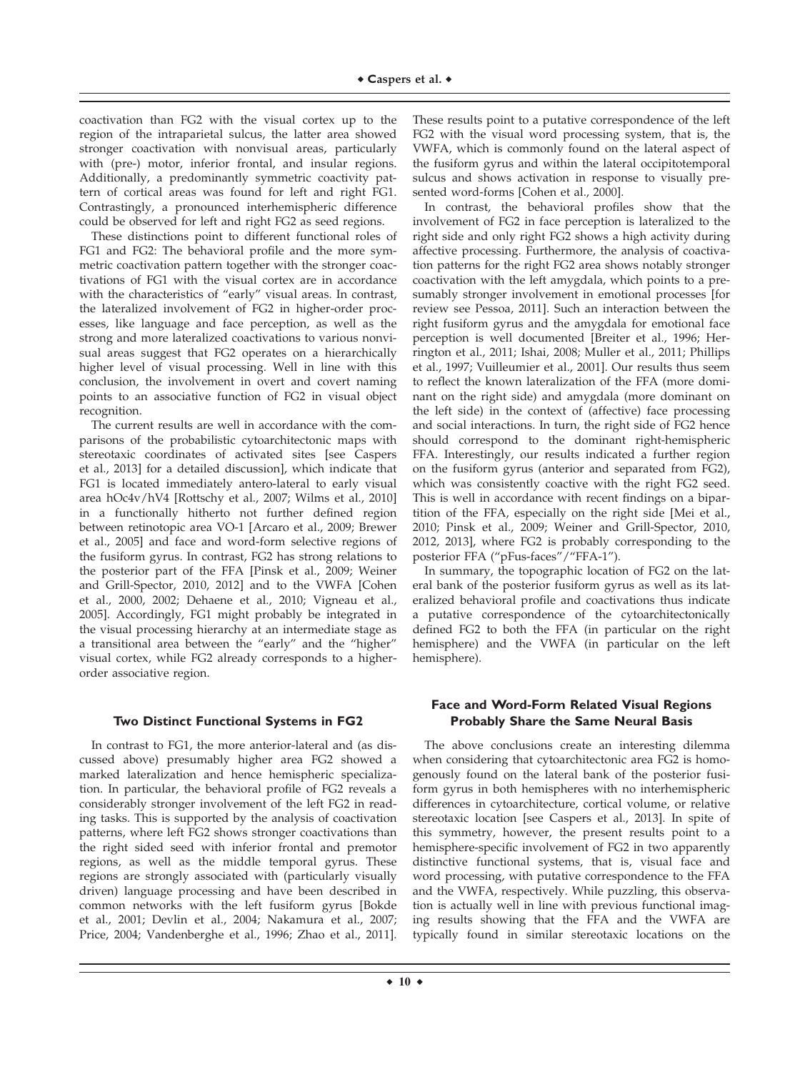coactivation than FG2 with the visual cortex up to the region of the intraparietal sulcus, the latter area showed stronger coactivation with nonvisual areas, particularly with (pre-) motor, inferior frontal, and insular regions. Additionally, a predominantly symmetric coactivity pattern of cortical areas was found for left and right FG1. Contrastingly, a pronounced interhemispheric difference could be observed for left and right FG2 as seed regions.

These distinctions point to different functional roles of FG1 and FG2: The behavioral profile and the more symmetric coactivation pattern together with the stronger coactivations of FG1 with the visual cortex are in accordance with the characteristics of "early" visual areas. In contrast, the lateralized involvement of FG2 in higher-order processes, like language and face perception, as well as the strong and more lateralized coactivations to various nonvisual areas suggest that FG2 operates on a hierarchically higher level of visual processing. Well in line with this conclusion, the involvement in overt and covert naming points to an associative function of FG2 in visual object recognition.

The current results are well in accordance with the comparisons of the probabilistic cytoarchitectonic maps with stereotaxic coordinates of activated sites [see Caspers et al., 2013] for a detailed discussion], which indicate that FG1 is located immediately antero-lateral to early visual area hOc4v/hV4 [Rottschy et al., 2007; Wilms et al., 2010] in a functionally hitherto not further defined region between retinotopic area VO-1 [Arcaro et al., 2009; Brewer et al., 2005] and face and word-form selective regions of the fusiform gyrus. In contrast, FG2 has strong relations to the posterior part of the FFA [Pinsk et al., 2009; Weiner and Grill-Spector, 2010, 2012] and to the VWFA [Cohen et al., 2000, 2002; Dehaene et al., 2010; Vigneau et al., 2005]. Accordingly, FG1 might probably be integrated in the visual processing hierarchy at an intermediate stage as a transitional area between the "early" and the "higher" visual cortex, while FG2 already corresponds to a higher-order associative region.

### Two Distinct Functional Systems in FG2

In contrast to FG1, the more anterior-lateral and (as discussed above) presumably higher area FG2 showed a marked lateralization and hence hemispheric specialization. In particular, the behavioral profile of FG2 reveals a considerably stronger involvement of the left FG2 in reading tasks. This is supported by the analysis of coactivation patterns, where left FG2 shows stronger coactivations than the right sided seed with inferior frontal and premotor regions, as well as the middle temporal gyrus. These regions are strongly associated with (particularly visually driven) language processing and have been described in common networks with the left fusiform gyrus [Bokde et al., 2001; Devlin et al., 2004; Nakamura et al., 2007; Price, 2004; Vandenberghe et al., 1996; Zhao et al., 2011]. These results point to a putative correspondence of the left FG2 with the visual word processing system, that is, the VWFA, which is commonly found on the lateral aspect of the fusiform gyrus and within the lateral occipitotemporal sulcus and shows activation in response to visually presented word-forms [Cohen et al., 2000].

In contrast, the behavioral profiles show that the involvement of FG2 in face perception is lateralized to the right side and only right FG2 shows a high activity during affective processing. Furthermore, the analysis of coactivation patterns for the right FG2 area shows notably stronger coactivation with the left amygdala, which points to a presumably stronger involvement in emotional processes [for review see Pessoa, 2011]. Such an interaction between the right fusiform gyrus and the amygdala for emotional face perception is well documented [Breiter et al., 1996; Herrington et al., 2011; Ishai, 2008; Muller et al., 2011; Phillips et al., 1997; Vuilleumier et al., 2001]. Our results thus seem to reflect the known lateralization of the FFA (more dominant on the right side) and amygdala (more dominant on the left side) in the context of (affective) face processing and social interactions. In turn, the right side of FG2 hence should correspond to the dominant right-hemispheric FFA. Interestingly, our results indicated a further region on the fusiform gyrus (anterior and separated from FG2), which was consistently coactive with the right FG2 seed. This is well in accordance with recent findings on a bipartition of the FFA, especially on the right side [Mei et al., 2010; Pinsk et al., 2009; Weiner and Grill-Spector, 2010, 2012, 2013], where FG2 is probably corresponding to the posterior FFA ("pFus-faces"/"FFA-1").

In summary, the topographic location of FG2 on the lateral bank of the posterior fusiform gyrus as well as its lateralized behavioral profile and coactivations thus indicate a putative correspondence of the cytoarchitectonically defined FG2 to both the FFA (in particular on the right hemisphere) and the VWFA (in particular on the left hemisphere).

### Face and Word-Form Related Visual Regions Probably Share the Same Neural Basis

The above conclusions create an interesting dilemma when considering that cytoarchitectonic area FG2 is homogenously found on the lateral bank of the posterior fusiform gyrus in both hemispheres with no interhemispheric differences in cytoarchitecture, cortical volume, or relative stereotaxic location [see Caspers et al., 2013]. In spite of this symmetry, however, the present results point to a hemisphere-specific involvement of FG2 in two apparently distinctive functional systems, that is, visual face and word processing, with putative correspondence to the FFA and the VWFA, respectively. While puzzling, this observation is actually well in line with previous functional imaging results showing that the FFA and the VWFA are typically found in similar stereotaxic locations on the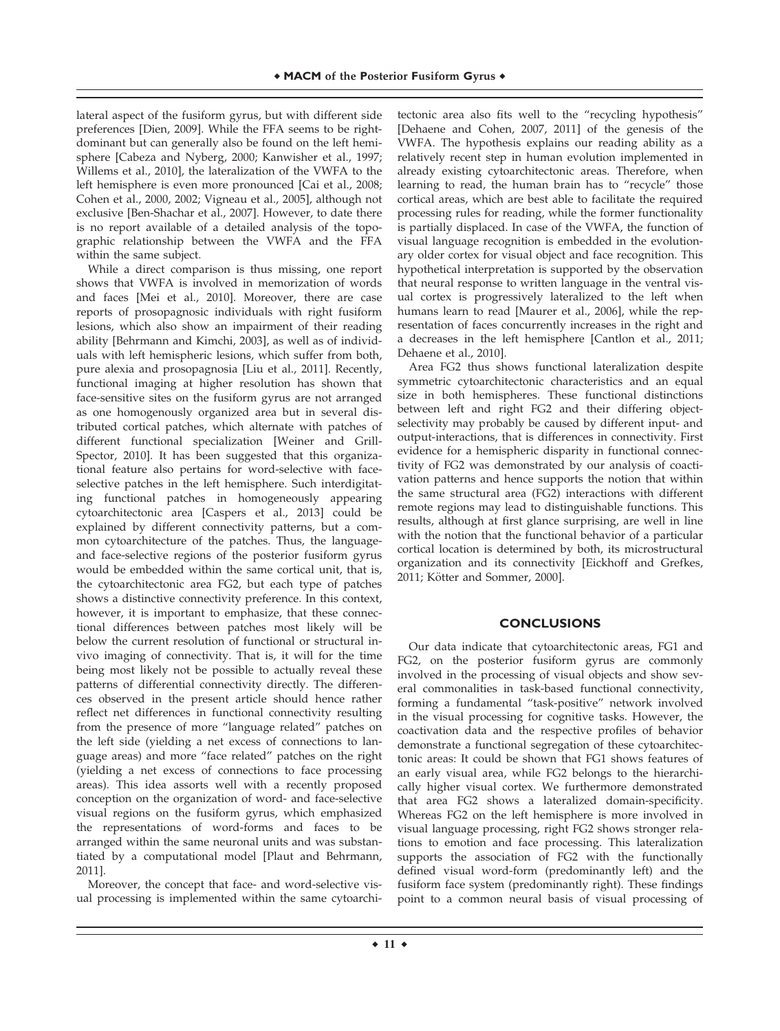lateral aspect of the fusiform gyrus, but with different side preferences [Dien, 2009]. While the FFA seems to be right-dominant but can generally also be found on the left hemisphere [Cabeza and Nyberg, 2000; Kanwisher et al., 1997; Willems et al., 2010], the lateralization of the VWFA to the left hemisphere is even more pronounced [Cai et al., 2008; Cohen et al., 2000, 2002; Vigneau et al., 2005], although not exclusive [Ben-Shachar et al., 2007]. However, to date there is no report available of a detailed analysis of the topographic relationship between the VWFA and the FFA within the same subject.

While a direct comparison is thus missing, one report shows that VWFA is involved in memorization of words and faces [Mei et al., 2010]. Moreover, there are case reports of prosopagnosic individuals with right fusiform lesions, which also show an impairment of their reading ability [Behrmann and Kimchi, 2003], as well as of individuals with left hemispheric lesions, which suffer from both, pure alexia and prosopagnosia [Liu et al., 2011]. Recently, functional imaging at higher resolution has shown that face-sensitive sites on the fusiform gyrus are not arranged as one homogenously organized area but in several distributed cortical patches, which alternate with patches of different functional specialization [Weiner and Grill-Spector, 2010]. It has been suggested that this organizational feature also pertains for word-selective with face-selective patches in the left hemisphere. Such interdigitating functional patches in homogeneously appearing cytoarchitectonic area [Caspers et al., 2013] could be explained by different connectivity patterns, but a common cytoarchitecture of the patches. Thus, the language- and face-selective regions of the posterior fusiform gyrus would be embedded within the same cortical unit, that is, the cytoarchitectonic area FG2, but each type of patches shows a distinctive connectivity preference. In this context, however, it is important to emphasize, that these connectional differences between patches most likely will be below the current resolution of functional or structural in-vivo imaging of connectivity. That is, it will for the time being most likely not be possible to actually reveal these patterns of differential connectivity directly. The differences observed in the present article should hence rather reflect net differences in functional connectivity resulting from the presence of more "language related" patches on the left side (yielding a net excess of connections to language areas) and more "face related" patches on the right (yielding a net excess of connections to face processing areas). This idea assorts well with a recently proposed conception on the organization of word- and face-selective visual regions on the fusiform gyrus, which emphasized the representations of word-forms and faces to be arranged within the same neuronal units and was substantiated by a computational model [Plaut and Behrmann, 2011].

Moreover, the concept that face- and word-selective visual processing is implemented within the same cytoarchitectonic area also fits well to the "recycling hypothesis" [Dehaene and Cohen, 2007, 2011] of the genesis of the VWFA. The hypothesis explains our reading ability as a relatively recent step in human evolution implemented in already existing cytoarchitectonic areas. Therefore, when learning to read, the human brain has to "recycle" those cortical areas, which are best able to facilitate the required processing rules for reading, while the former functionality is partially displaced. In case of the VWFA, the function of visual language recognition is embedded in the evolutionary older cortex for visual object and face recognition. This hypothetical interpretation is supported by the observation that neural response to written language in the ventral visual cortex is progressively lateralized to the left when humans learn to read [Maurer et al., 2006], while the representation of faces concurrently increases in the right and a decreases in the left hemisphere [Cantlon et al., 2011; Dehaene et al., 2010].

Area FG2 thus shows functional lateralization despite symmetric cytoarchitectonic characteristics and an equal size in both hemispheres. These functional distinctions between left and right FG2 and their differing object-selectivity may probably be caused by different input- and output-interactions, that is differences in connectivity. First evidence for a hemispheric disparity in functional connectivity of FG2 was demonstrated by our analysis of coactivation patterns and hence supports the notion that within the same structural area (FG2) interactions with different remote regions may lead to distinguishable functions. This results, although at first glance surprising, are well in line with the notion that the functional behavior of a particular cortical location is determined by both, its microstructural organization and its connectivity [Eickhoff and Grefkes, 2011; Kötter and Sommer, 2000].

## CONCLUSIONS

Our data indicate that cytoarchitectonic areas, FG1 and FG2, on the posterior fusiform gyrus are commonly involved in the processing of visual objects and show several commonalities in task-based functional connectivity, forming a fundamental "task-positive" network involved in the visual processing for cognitive tasks. However, the coactivation data and the respective profiles of behavior demonstrate a functional segregation of these cytoarchitectonic areas: It could be shown that FG1 shows features of an early visual area, while FG2 belongs to the hierarchically higher visual cortex. We furthermore demonstrated that area FG2 shows a lateralized domain-specificity. Whereas FG2 on the left hemisphere is more involved in visual language processing, right FG2 shows stronger relations to emotion and face processing. This lateralization supports the association of FG2 with the functionally defined visual word-form (predominantly left) and the fusiform face system (predominantly right). These findings point to a common neural basis of visual processing of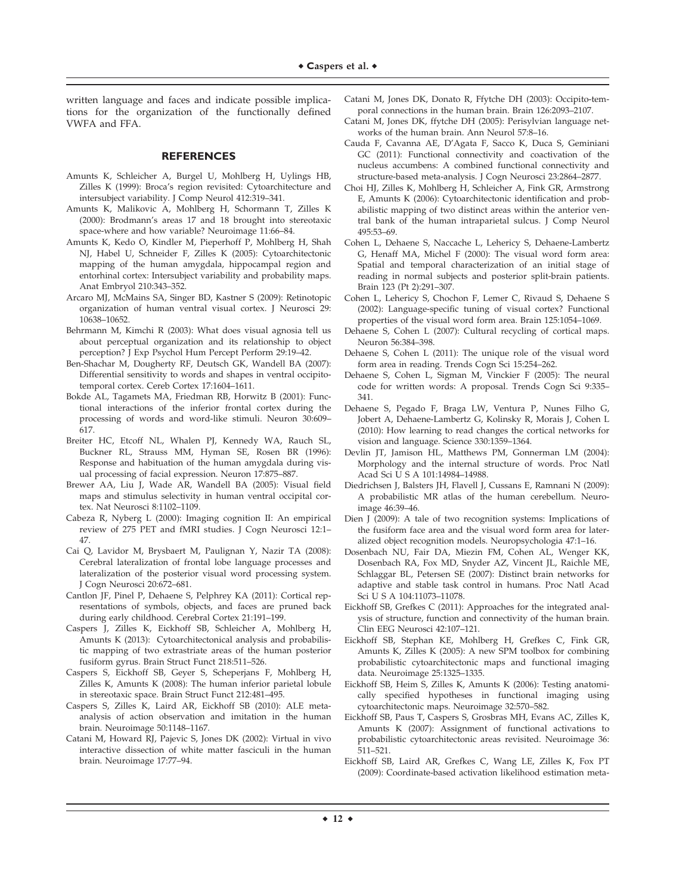written language and faces and indicate possible implications for the organization of the functionally defined VWFA and FFA.

## REFERENCES

Amunts K, Schleicher A, Burgel U, Mohlberg H, Uylings HB, Zilles K (1999): Broca's region revisited: Cytoarchitecture and intersubject variability. J Comp Neurol 412:319–341.

Amunts K, Malikovic A, Mohlberg H, Schormann T, Zilles K (2000): Brodmann's areas 17 and 18 brought into stereotaxic space-where and how variable? Neuroimage 11:66–84.

Amunts K, Kedo O, Kindler M, Pieperhoff P, Mohlberg H, Shah NJ, Habel U, Schneider F, Zilles K (2005): Cytoarchitectonic mapping of the human amygdala, hippocampal region and entorhinal cortex: Intersubject variability and probability maps. Anat Embryol 210:343–352.

Arcaro MJ, McMains SA, Singer BD, Kastner S (2009): Retinotopic organization of human ventral visual cortex. J Neurosci 29: 10638–10652.

Behrmann M, Kimchi R (2003): What does visual agnosia tell us about perceptual organization and its relationship to object perception? J Exp Psychol Hum Percept Perform 29:19–42.

Ben-Shachar M, Dougherty RF, Deutsch GK, Wandell BA (2007): Differential sensitivity to words and shapes in ventral occipitotemporal cortex. Cereb Cortex 17:1604–1611.

Bokde AL, Tagamets MA, Friedman RB, Horwitz B (2001): Functional interactions of the inferior frontal cortex during the processing of words and word-like stimuli. Neuron 30:609–617.

Breiter HC, Etcoff NL, Whalen PJ, Kennedy WA, Rauch SL, Buckner RL, Strauss MM, Hyman SE, Rosen BR (1996): Response and habituation of the human amygdala during visual processing of facial expression. Neuron 17:875–887.

Brewer AA, Liu J, Wade AR, Wandell BA (2005): Visual field maps and stimulus selectivity in human ventral occipital cortex. Nat Neurosci 8:1102–1109.

Cabeza R, Nyberg L (2000): Imaging cognition II: An empirical review of 275 PET and fMRI studies. J Cogn Neurosci 12:1–47.

Cai Q, Lavidor M, Brysbaert M, Paulignan Y, Nazir TA (2008): Cerebral lateralization of frontal lobe language processes and lateralization of the posterior visual word processing system. J Cogn Neurosci 20:672–681.

Cantlon JF, Pinel P, Dehaene S, Pelphrey KA (2011): Cortical representations of symbols, objects, and faces are pruned back during early childhood. Cerebral Cortex 21:191–199.

Caspers J, Zilles K, Eickhoff SB, Schleicher A, Mohlberg H, Amunts K (2013): Cytoarchitectonical analysis and probabilistic mapping of two extrastriate areas of the human posterior fusiform gyrus. Brain Struct Funct 218:511–526.

Caspers S, Eickhoff SB, Geyer S, Scheperjans F, Mohlberg H, Zilles K, Amunts K (2008): The human inferior parietal lobule in stereotaxic space. Brain Struct Funct 212:481–495.

Caspers S, Zilles K, Laird AR, Eickhoff SB (2010): ALE meta-analysis of action observation and imitation in the human brain. Neuroimage 50:1148–1167.

Catani M, Howard RJ, Pajevic S, Jones DK (2002): Virtual in vivo interactive dissection of white matter fasciculi in the human brain. Neuroimage 17:77–94.

Catani M, Jones DK, Donato R, Ffytche DH (2003): Occipito-temporal connections in the human brain. Brain 126:2093–2107.

Catani M, Jones DK, ffytche DH (2005): Perisylvian language networks of the human brain. Ann Neurol 57:8–16.

Cauda F, Cavanna AE, D'Agata F, Sacco K, Duca S, Geminiani GC (2011): Functional connectivity and coactivation of the nucleus accumbens: A combined functional connectivity and structure-based meta-analysis. J Cogn Neurosci 23:2864–2877.

Choi HJ, Zilles K, Mohlberg H, Schleicher A, Fink GR, Armstrong E, Amunts K (2006): Cytoarchitectonic identification and probabilistic mapping of two distinct areas within the anterior ventral bank of the human intraparietal sulcus. J Comp Neurol 495:53–69.

Cohen L, Dehaene S, Naccache L, Lehericy S, Dehaene-Lambertz G, Henaff MA, Michel F (2000): The visual word form area: Spatial and temporal characterization of an initial stage of reading in normal subjects and posterior split-brain patients. Brain 123 (Pt 2):291–307.

Cohen L, Lehericy S, Chochon F, Lemer C, Rivaud S, Dehaene S (2002): Language-specific tuning of visual cortex? Functional properties of the visual word form area. Brain 125:1054–1069.

Dehaene S, Cohen L (2007): Cultural recycling of cortical maps. Neuron 56:384–398.

Dehaene S, Cohen L (2011): The unique role of the visual word form area in reading. Trends Cogn Sci 15:254–262.

Dehaene S, Cohen L, Sigman M, Vinckier F (2005): The neural code for written words: A proposal. Trends Cogn Sci 9:335–341.

Dehaene S, Pegado F, Braga LW, Ventura P, Nunes Filho G, Jobert A, Dehaene-Lambertz G, Kolinsky R, Morais J, Cohen L (2010): How learning to read changes the cortical networks for vision and language. Science 330:1359–1364.

Devlin JT, Jamison HL, Matthews PM, Gonnerman LM (2004): Morphology and the internal structure of words. Proc Natl Acad Sci U S A 101:14984–14988.

Diedrichsen J, Balsters JH, Flavell J, Cussans E, Ramnani N (2009): A probabilistic MR atlas of the human cerebellum. Neuroimage 46:39–46.

Dien J (2009): A tale of two recognition systems: Implications of the fusiform face area and the visual word form area for lateralized object recognition models. Neuropsychologia 47:1–16.

Dosenbach NU, Fair DA, Miezin FM, Cohen AL, Wenger KK, Dosenbach RA, Fox MD, Snyder AZ, Vincent JL, Raichle ME, Schlaggar BL, Petersen SE (2007): Distinct brain networks for adaptive and stable task control in humans. Proc Natl Acad Sci U S A 104:11073–11078.

Eickhoff SB, Grefkes C (2011): Approaches for the integrated analysis of structure, function and connectivity of the human brain. Clin EEG Neurosci 42:107–121.

Eickhoff SB, Stephan KE, Mohlberg H, Grefkes C, Fink GR, Amunts K, Zilles K (2005): A new SPM toolbox for combining probabilistic cytoarchitectonic maps and functional imaging data. Neuroimage 25:1325–1335.

Eickhoff SB, Heim S, Zilles K, Amunts K (2006): Testing anatomically specified hypotheses in functional imaging using cytoarchitectonic maps. Neuroimage 32:570–582.

Eickhoff SB, Paus T, Caspers S, Grosbras MH, Evans AC, Zilles K, Amunts K (2007): Assignment of functional activations to probabilistic cytoarchitectonic areas revisited. Neuroimage 36: 511–521.

Eickhoff SB, Laird AR, Grefkes C, Wang LE, Zilles K, Fox PT (2009): Coordinate-based activation likelihood estimation meta-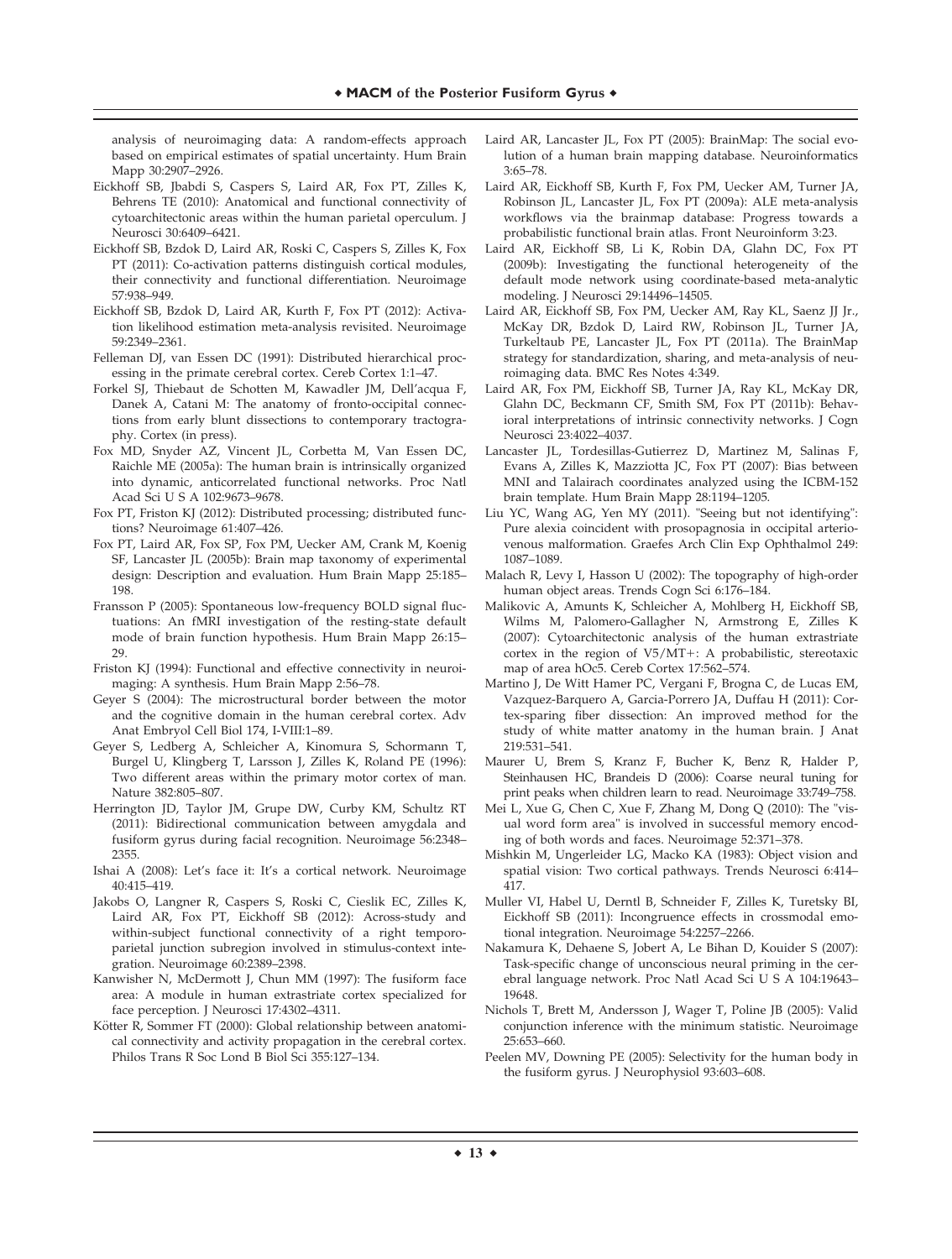analysis of neuroimaging data: A random-effects approach based on empirical estimates of spatial uncertainty. Hum Brain Mapp 30:2907–2926.

Eickhoff SB, Jbabdi S, Caspers S, Laird AR, Fox PT, Zilles K, Behrens TE (2010): Anatomical and functional connectivity of cytoarchitectonic areas within the human parietal operculum. J Neurosci 30:6409–6421.

Eickhoff SB, Bzdok D, Laird AR, Roski C, Caspers S, Zilles K, Fox PT (2011): Co-activation patterns distinguish cortical modules, their connectivity and functional differentiation. Neuroimage 57:938–949.

Eickhoff SB, Bzdok D, Laird AR, Kurth F, Fox PT (2012): Activation likelihood estimation meta-analysis revisited. Neuroimage 59:2349–2361.

Felleman DJ, van Essen DC (1991): Distributed hierarchical processing in the primate cerebral cortex. Cereb Cortex 1:1–47.

Forkel SJ, Thiebaut de Schotten M, Kawadler JM, Dell'acqua F, Danek A, Catani M: The anatomy of fronto-occipital connections from early blunt dissections to contemporary tractography. Cortex (in press).

Fox MD, Snyder AZ, Vincent JL, Corbetta M, Van Essen DC, Raichle ME (2005a): The human brain is intrinsically organized into dynamic, anticorrelated functional networks. Proc Natl Acad Sci U S A 102:9673–9678.

Fox PT, Friston KJ (2012): Distributed processing; distributed functions? Neuroimage 61:407–426.

Fox PT, Laird AR, Fox SP, Fox PM, Uecker AM, Crank M, Koenig SF, Lancaster JL (2005b): Brain map taxonomy of experimental design: Description and evaluation. Hum Brain Mapp 25:185–198.

Fransson P (2005): Spontaneous low-frequency BOLD signal fluctuations: An fMRI investigation of the resting-state default mode of brain function hypothesis. Hum Brain Mapp 26:15–29.

Friston KJ (1994): Functional and effective connectivity in neuroimaging: A synthesis. Hum Brain Mapp 2:56–78.

Geyer S (2004): The microstructural border between the motor and the cognitive domain in the human cerebral cortex. Adv Anat Embryol Cell Biol 174, I-VIII:1–89.

Geyer S, Ledberg A, Schleicher A, Kinomura S, Schormann T, Burgel U, Klingberg T, Larsson J, Zilles K, Roland PE (1996): Two different areas within the primary motor cortex of man. Nature 382:805–807.

Herrington JD, Taylor JM, Grupe DW, Curby KM, Schultz RT (2011): Bidirectional communication between amygdala and fusiform gyrus during facial recognition. Neuroimage 56:2348–2355.

Ishai A (2008): Let's face it: It's a cortical network. Neuroimage 40:415–419.

Jakobs O, Langner R, Caspers S, Roski C, Cieslik EC, Zilles K, Laird AR, Fox PT, Eickhoff SB (2012): Across-study and within-subject functional connectivity of a right temporoparietal junction subregion involved in stimulus-context integration. Neuroimage 60:2389–2398.

Kanwisher N, McDermott J, Chun MM (1997): The fusiform face area: A module in human extrastriate cortex specialized for face perception. J Neurosci 17:4302–4311.

Kötter R, Sommer FT (2000): Global relationship between anatomical connectivity and activity propagation in the cerebral cortex. Philos Trans R Soc Lond B Biol Sci 355:127–134.

Laird AR, Lancaster JL, Fox PT (2005): BrainMap: The social evolution of a human brain mapping database. Neuroinformatics 3:65–78.

Laird AR, Eickhoff SB, Kurth F, Fox PM, Uecker AM, Turner JA, Robinson JL, Lancaster JL, Fox PT (2009a): ALE meta-analysis workflows via the brainmap database: Progress towards a probabilistic functional brain atlas. Front Neuroinform 3:23.

Laird AR, Eickhoff SB, Li K, Robin DA, Glahn DC, Fox PT (2009b): Investigating the functional heterogeneity of the default mode network using coordinate-based meta-analytic modeling. J Neurosci 29:14496–14505.

Laird AR, Eickhoff SB, Fox PM, Uecker AM, Ray KL, Saenz JJ Jr., McKay DR, Bzdok D, Laird RW, Robinson JL, Turner JA, Turkeltaub PE, Lancaster JL, Fox PT (2011a). The BrainMap strategy for standardization, sharing, and meta-analysis of neuroimaging data. BMC Res Notes 4:349.

Laird AR, Fox PM, Eickhoff SB, Turner JA, Ray KL, McKay DR, Glahn DC, Beckmann CF, Smith SM, Fox PT (2011b): Behavioral interpretations of intrinsic connectivity networks. J Cogn Neurosci 23:4022–4037.

Lancaster JL, Tordesillas-Gutierrez D, Martinez M, Salinas F, Evans A, Zilles K, Mazziotta JC, Fox PT (2007): Bias between MNI and Talairach coordinates analyzed using the ICBM-152 brain template. Hum Brain Mapp 28:1194–1205.

Liu YC, Wang AG, Yen MY (2011). "Seeing but not identifying": Pure alexia coincident with prosopagnosia in occipital arteriovenous malformation. Graefes Arch Clin Exp Ophthalmol 249: 1087–1089.

Malach R, Levy I, Hasson U (2002): The topography of high-order human object areas. Trends Cogn Sci 6:176–184.

Malikovic A, Amunts K, Schleicher A, Mohlberg H, Eickhoff SB, Wilms M, Palomero-Gallagher N, Armstrong E, Zilles K (2007): Cytoarchitectonic analysis of the human extrastriate cortex in the region of V5/MT+: A probabilistic, stereotaxic map of area hOc5. Cereb Cortex 17:562–574.

Martino J, De Witt Hamer PC, Vergani F, Brogna C, de Lucas EM, Vazquez-Barquero A, Garcia-Porrero JA, Duffau H (2011): Cortex-sparing fiber dissection: An improved method for the study of white matter anatomy in the human brain. J Anat 219:531–541.

Maurer U, Brem S, Kranz F, Bucher K, Benz R, Halder P, Steinhausen HC, Brandeis D (2006): Coarse neural tuning for print peaks when children learn to read. Neuroimage 33:749–758.

Mei L, Xue G, Chen C, Xue F, Zhang M, Dong Q (2010): The "visual word form area" is involved in successful memory encoding of both words and faces. Neuroimage 52:371–378.

Mishkin M, Ungerleider LG, Macko KA (1983): Object vision and spatial vision: Two cortical pathways. Trends Neurosci 6:414–417.

Muller VI, Habel U, Derntl B, Schneider F, Zilles K, Turetsky BI, Eickhoff SB (2011): Incongruence effects in crossmodal emotional integration. Neuroimage 54:2257–2266.

Nakamura K, Dehaene S, Jobert A, Le Bihan D, Kouider S (2007): Task-specific change of unconscious neural priming in the cerebral language network. Proc Natl Acad Sci U S A 104:19643–19648.

Nichols T, Brett M, Andersson J, Wager T, Poline JB (2005): Valid conjunction inference with the minimum statistic. Neuroimage 25:653–660.

Peelen MV, Downing PE (2005): Selectivity for the human body in the fusiform gyrus. J Neurophysiol 93:603–608.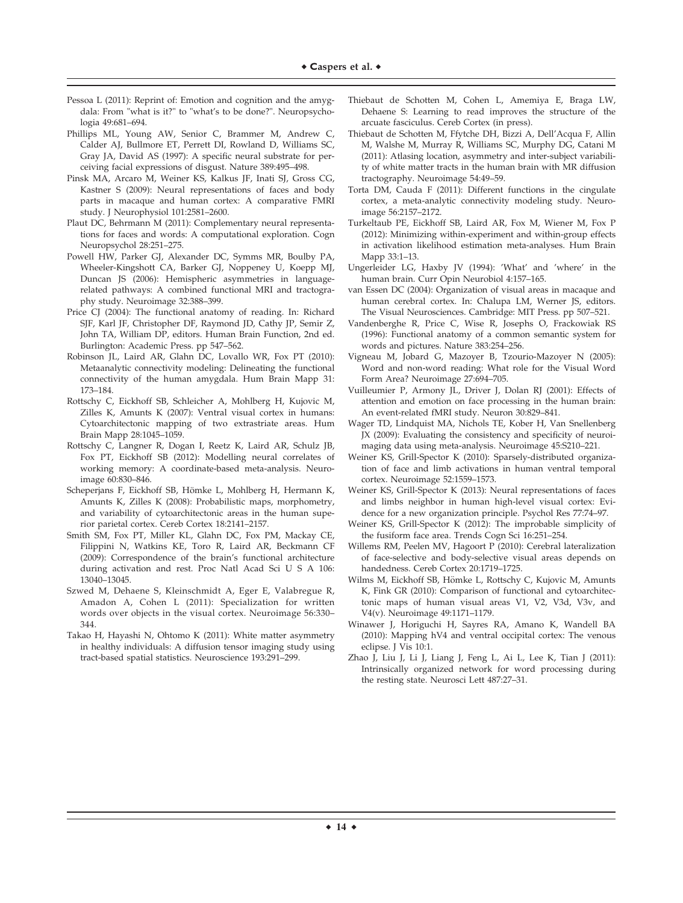Pessoa L (2011): Reprint of: Emotion and cognition and the amygdala: From "what is it?" to "what's to be done?". Neuropsychologia 49:681–694.

Phillips ML, Young AW, Senior C, Brammer M, Andrew C, Calder AJ, Bullmore ET, Perrett DI, Rowland D, Williams SC, Gray JA, David AS (1997): A specific neural substrate for perceiving facial expressions of disgust. Nature 389:495–498.

Pinsk MA, Arcaro M, Weiner KS, Kalkus JF, Inati SJ, Gross CG, Kastner S (2009): Neural representations of faces and body parts in macaque and human cortex: A comparative FMRI study. J Neurophysiol 101:2581–2600.

Plaut DC, Behrmann M (2011): Complementary neural representations for faces and words: A computational exploration. Cogn Neuropsychol 28:251–275.

Powell HW, Parker GJ, Alexander DC, Symms MR, Boulby PA, Wheeler-Kingshott CA, Barker GJ, Noppeney U, Koepp MJ, Duncan JS (2006): Hemispheric asymmetries in language-related pathways: A combined functional MRI and tractography study. Neuroimage 32:388–399.

Price CJ (2004): The functional anatomy of reading. In: Richard SJF, Karl JF, Christopher DF, Raymond JD, Cathy JP, Semir Z, John TA, William DP, editors. Human Brain Function, 2nd ed. Burlington: Academic Press. pp 547–562.

Robinson JL, Laird AR, Glahn DC, Lovallo WR, Fox PT (2010): Metaanalytic connectivity modeling: Delineating the functional connectivity of the human amygdala. Hum Brain Mapp 31: 173–184.

Rottschy C, Eickhoff SB, Schleicher A, Mohlberg H, Kujovic M, Zilles K, Amunts K (2007): Ventral visual cortex in humans: Cytoarchitectonic mapping of two extrastriate areas. Hum Brain Mapp 28:1045–1059.

Rottschy C, Langner R, Dogan I, Reetz K, Laird AR, Schulz JB, Fox PT, Eickhoff SB (2012): Modelling neural correlates of working memory: A coordinate-based meta-analysis. Neuroimage 60:830–846.

Scheperjans F, Eickhoff SB, Hömke L, Mohlberg H, Hermann K, Amunts K, Zilles K (2008): Probabilistic maps, morphometry, and variability of cytoarchitectonic areas in the human superior parietal cortex. Cereb Cortex 18:2141–2157.

Smith SM, Fox PT, Miller KL, Glahn DC, Fox PM, Mackay CE, Filippini N, Watkins KE, Toro R, Laird AR, Beckmann CF (2009): Correspondence of the brain's functional architecture during activation and rest. Proc Natl Acad Sci U S A 106: 13040–13045.

Szwed M, Dehaene S, Kleinschmidt A, Eger E, Valabregue R, Amadon A, Cohen L (2011): Specialization for written words over objects in the visual cortex. Neuroimage 56:330–344.

Takao H, Hayashi N, Ohtomo K (2011): White matter asymmetry in healthy individuals: A diffusion tensor imaging study using tract-based spatial statistics. Neuroscience 193:291–299.

Thiebaut de Schotten M, Cohen L, Amemiya E, Braga LW, Dehaene S: Learning to read improves the structure of the arcuate fasciculus. Cereb Cortex (in press).

Thiebaut de Schotten M, Ffytche DH, Bizzi A, Dell'Acqua F, Allin M, Walshe M, Murray R, Williams SC, Murphy DG, Catani M (2011): Atlasing location, asymmetry and inter-subject variability of white matter tracts in the human brain with MR diffusion tractography. Neuroimage 54:49–59.

Torta DM, Cauda F (2011): Different functions in the cingulate cortex, a meta-analytic connectivity modeling study. Neuroimage 56:2157–2172.

Turkeltaub PE, Eickhoff SB, Laird AR, Fox M, Wiener M, Fox P (2012): Minimizing within-experiment and within-group effects in activation likelihood estimation meta-analyses. Hum Brain Mapp 33:1–13.

Ungerleider LG, Haxby JV (1994): 'What' and 'where' in the human brain. Curr Opin Neurobiol 4:157–165.

van Essen DC (2004): Organization of visual areas in macaque and human cerebral cortex. In: Chalupa LM, Werner JS, editors. The Visual Neurosciences. Cambridge: MIT Press. pp 507–521.

Vandenberghe R, Price C, Wise R, Josephs O, Frackowiak RS (1996): Functional anatomy of a common semantic system for words and pictures. Nature 383:254–256.

Vigneau M, Jobard G, Mazoyer B, Tzourio-Mazoyer N (2005): Word and non-word reading: What role for the Visual Word Form Area? Neuroimage 27:694–705.

Vuilleumier P, Armony JL, Driver J, Dolan RJ (2001): Effects of attention and emotion on face processing in the human brain: An event-related fMRI study. Neuron 30:829–841.

Wager TD, Lindquist MA, Nichols TE, Kober H, Van Snellenberg JX (2009): Evaluating the consistency and specificity of neuroimaging data using meta-analysis. Neuroimage 45:S210–221.

Weiner KS, Grill-Spector K (2010): Sparsely-distributed organization of face and limb activations in human ventral temporal cortex. Neuroimage 52:1559–1573.

Weiner KS, Grill-Spector K (2013): Neural representations of faces and limbs neighbor in human high-level visual cortex: Evidence for a new organization principle. Psychol Res 77:74–97.

Weiner KS, Grill-Spector K (2012): The improbable simplicity of the fusiform face area. Trends Cogn Sci 16:251–254.

Willems RM, Peelen MV, Hagoort P (2010): Cerebral lateralization of face-selective and body-selective visual areas depends on handedness. Cereb Cortex 20:1719–1725.

Wilms M, Eickhoff SB, Hömke L, Rottschy C, Kujovic M, Amunts K, Fink GR (2010): Comparison of functional and cytoarchitectonic maps of human visual areas V1, V2, V3d, V3v, and V4(v). Neuroimage 49:1171–1179.

Winawer J, Horiguchi H, Sayres RA, Amano K, Wandell BA (2010): Mapping hV4 and ventral occipital cortex: The venous eclipse. J Vis 10:1.

Zhao J, Liu J, Li J, Liang J, Feng L, Ai L, Lee K, Tian J (2011): Intrinsically organized network for word processing during the resting state. Neurosci Lett 487:27–31.